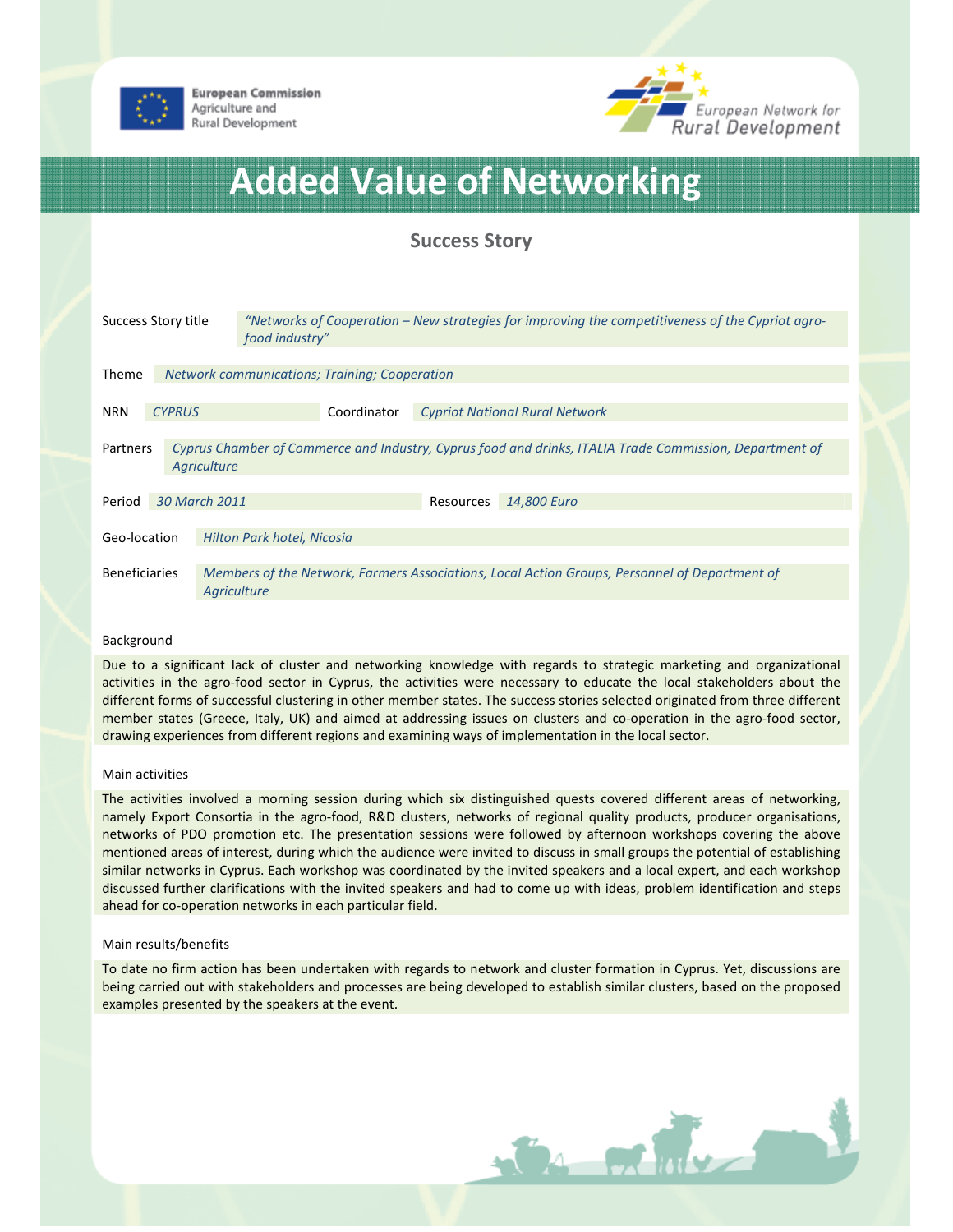European Commission
Agriculture and
Rural Development

European Network for Rural Development

# Added Value of Networking

## Success Story

| | |
|---|---|
| Success Story title | *“Networks of Cooperation – New strategies for improving the competitiveness of the Cypriot agro-food industry”* |
| Theme | *Network communications; Training; Cooperation* |
| NRN | *CYPRUS* |
| Coordinator | *Cypriot National Rural Network* |
| Partners | *Cyprus Chamber of Commerce and Industry, Cyprus food and drinks, ITALIA Trade Commission, Department of Agriculture* |
| Period | *30 March 2011* |
| Resources | *14,800 Euro* |
| Geo-location | *Hilton Park hotel, Nicosia* |
| Beneficiaries | *Members of the Network, Farmers Associations, Local Action Groups, Personnel of Department of Agriculture* |

### Background

Due to a significant lack of cluster and networking knowledge with regards to strategic marketing and organizational activities in the agro-food sector in Cyprus, the activities were necessary to educate the local stakeholders about the different forms of successful clustering in other member states. The success stories selected originated from three different member states (Greece, Italy, UK) and aimed at addressing issues on clusters and co-operation in the agro-food sector, drawing experiences from different regions and examining ways of implementation in the local sector.

### Main activities

The activities involved a morning session during which six distinguished quests covered different areas of networking, namely Export Consortia in the agro-food, R&D clusters, networks of regional quality products, producer organisations, networks of PDO promotion etc. The presentation sessions were followed by afternoon workshops covering the above mentioned areas of interest, during which the audience were invited to discuss in small groups the potential of establishing similar networks in Cyprus. Each workshop was coordinated by the invited speakers and a local expert, and each workshop discussed further clarifications with the invited speakers and had to come up with ideas, problem identification and steps ahead for co-operation networks in each particular field.

### Main results/benefits

To date no firm action has been undertaken with regards to network and cluster formation in Cyprus. Yet, discussions are being carried out with stakeholders and processes are being developed to establish similar clusters, based on the proposed examples presented by the speakers at the event.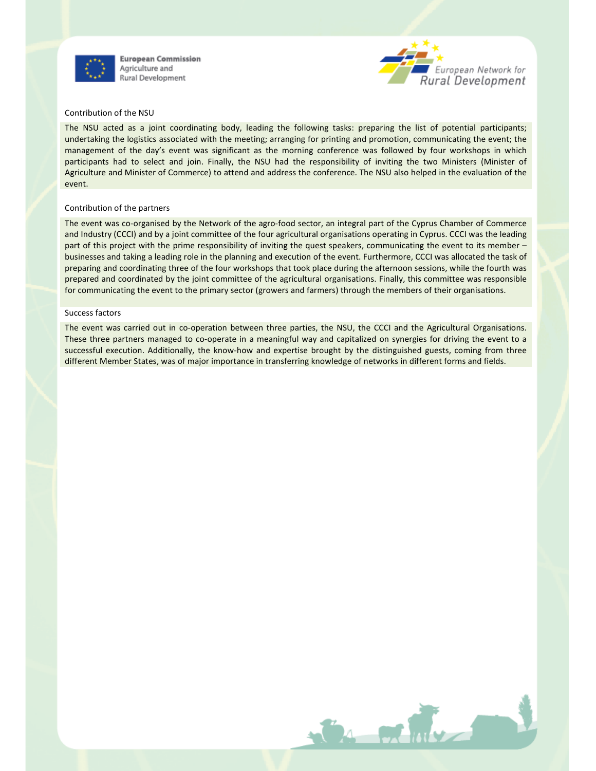### Contribution of the NSU

The NSU acted as a joint coordinating body, leading the following tasks: preparing the list of potential participants; undertaking the logistics associated with the meeting; arranging for printing and promotion, communicating the event; the management of the day's event was significant as the morning conference was followed by four workshops in which participants had to select and join. Finally, the NSU had the responsibility of inviting the two Ministers (Minister of Agriculture and Minister of Commerce) to attend and address the conference. The NSU also helped in the evaluation of the event.

### Contribution of the partners

The event was co-organised by the Network of the agro-food sector, an integral part of the Cyprus Chamber of Commerce and Industry (CCCI) and by a joint committee of the four agricultural organisations operating in Cyprus. CCCI was the leading part of this project with the prime responsibility of inviting the quest speakers, communicating the event to its member – businesses and taking a leading role in the planning and execution of the event. Furthermore, CCCI was allocated the task of preparing and coordinating three of the four workshops that took place during the afternoon sessions, while the fourth was prepared and coordinated by the joint committee of the agricultural organisations. Finally, this committee was responsible for communicating the event to the primary sector (growers and farmers) through the members of their organisations.

### Success factors

The event was carried out in co-operation between three parties, the NSU, the CCCI and the Agricultural Organisations. These three partners managed to co-operate in a meaningful way and capitalized on synergies for driving the event to a successful execution. Additionally, the know-how and expertise brought by the distinguished guests, coming from three different Member States, was of major importance in transferring knowledge of networks in different forms and fields.